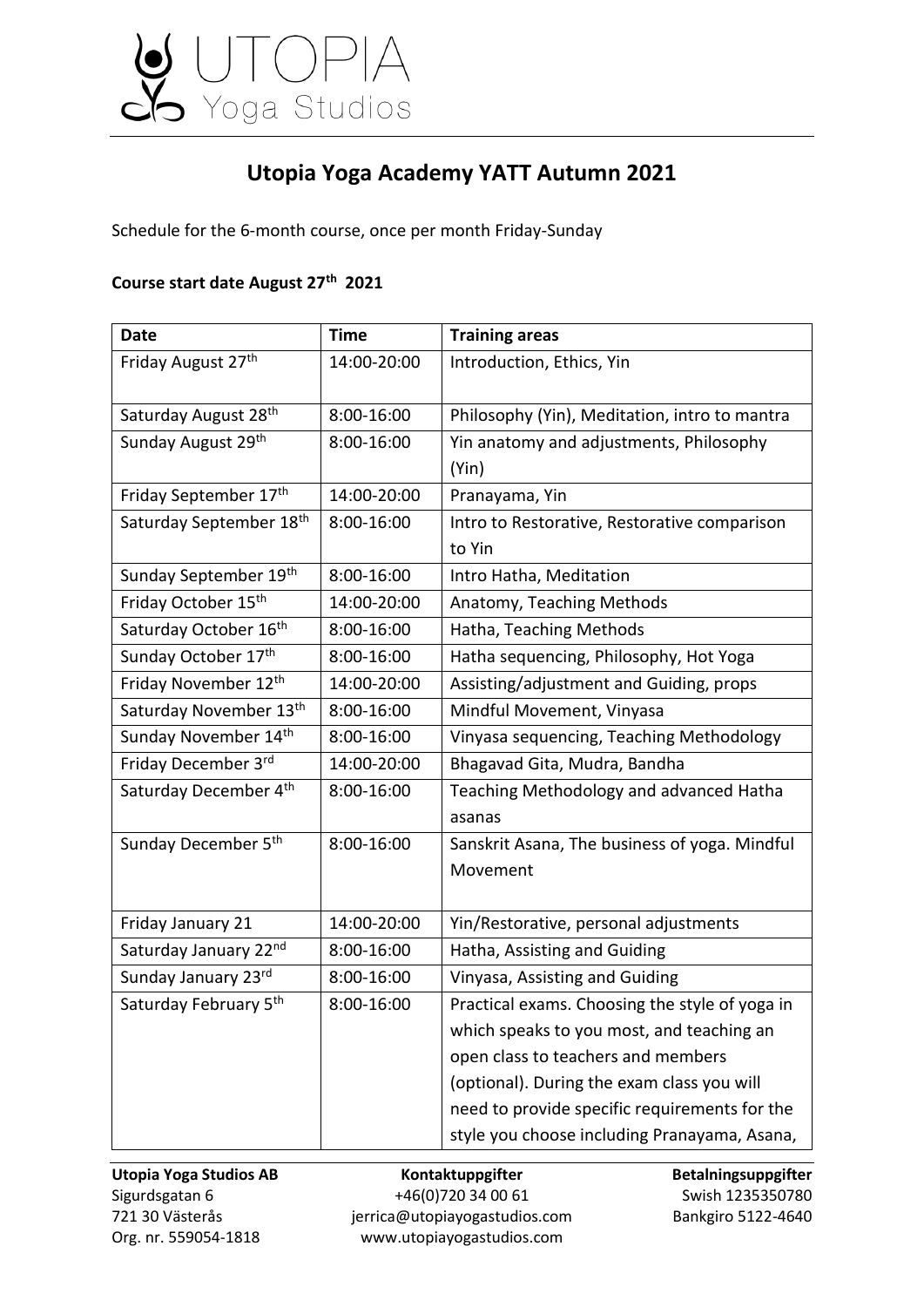# Utopia Yoga Academy YATT Autumn 2021

Schedule for the 6-month course, once per month Friday-Sunday

**Course start date August 27th 2021**

| Date | Time | Training areas |
|---|---|---|
| Friday August 27th | 14:00-20:00 | Introduction, Ethics, Yin |
| Saturday August 28th | 8:00-16:00 | Philosophy (Yin), Meditation, intro to mantra |
| Sunday August 29th | 8:00-16:00 | Yin anatomy and adjustments, Philosophy (Yin) |
| Friday September 17th | 14:00-20:00 | Pranayama, Yin |
| Saturday September 18th | 8:00-16:00 | Intro to Restorative, Restorative comparison to Yin |
| Sunday September 19th | 8:00-16:00 | Intro Hatha, Meditation |
| Friday October 15th | 14:00-20:00 | Anatomy, Teaching Methods |
| Saturday October 16th | 8:00-16:00 | Hatha, Teaching Methods |
| Sunday October 17th | 8:00-16:00 | Hatha sequencing, Philosophy, Hot Yoga |
| Friday November 12th | 14:00-20:00 | Assisting/adjustment and Guiding, props |
| Saturday November 13th | 8:00-16:00 | Mindful Movement, Vinyasa |
| Sunday November 14th | 8:00-16:00 | Vinyasa sequencing, Teaching Methodology |
| Friday December 3rd | 14:00-20:00 | Bhagavad Gita, Mudra, Bandha |
| Saturday December 4th | 8:00-16:00 | Teaching Methodology and advanced Hatha asanas |
| Sunday December 5th | 8:00-16:00 | Sanskrit Asana, The business of yoga. Mindful Movement |
| Friday January 21 | 14:00-20:00 | Yin/Restorative, personal adjustments |
| Saturday January 22nd | 8:00-16:00 | Hatha, Assisting and Guiding |
| Sunday January 23rd | 8:00-16:00 | Vinyasa, Assisting and Guiding |
| Saturday February 5th | 8:00-16:00 | Practical exams. Choosing the style of yoga in which speaks to you most, and teaching an open class to teachers and members (optional). During the exam class you will need to provide specific requirements for the style you choose including Pranayama, Asana, |

**Utopia Yoga Studios AB**
Sigurdsgatan 6
721 30 Västerås
Org. nr. 559054-1818

**Kontaktuppgifter**
+46(0)720 34 00 61
jerrica@utopiayogastudios.com
www.utopiayogastudios.com

**Betalningsuppgifter**
Swish 1235350780
Bankgiro 5122-4640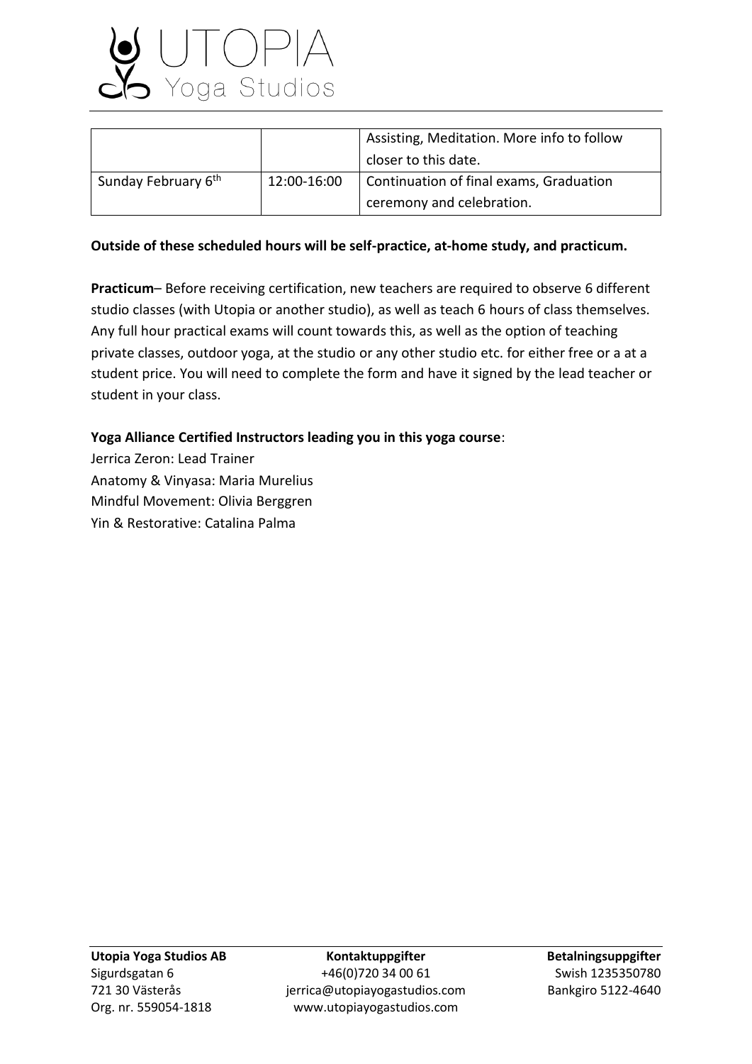| | | |
|---|---|---|
| | | Assisting, Meditation. More info to follow closer to this date. |
| Sunday February 6th | 12:00-16:00 | Continuation of final exams, Graduation ceremony and celebration. |

**Outside of these scheduled hours will be self-practice, at-home study, and practicum.**

**Practicum**– Before receiving certification, new teachers are required to observe 6 different studio classes (with Utopia or another studio), as well as teach 6 hours of class themselves. Any full hour practical exams will count towards this, as well as the option of teaching private classes, outdoor yoga, at the studio or any other studio etc. for either free or a at a student price. You will need to complete the form and have it signed by the lead teacher or student in your class.

**Yoga Alliance Certified Instructors leading you in this yoga course**:

Jerrica Zeron: Lead Trainer
Anatomy & Vinyasa: Maria Murelius
Mindful Movement: Olivia Berggren
Yin & Restorative: Catalina Palma